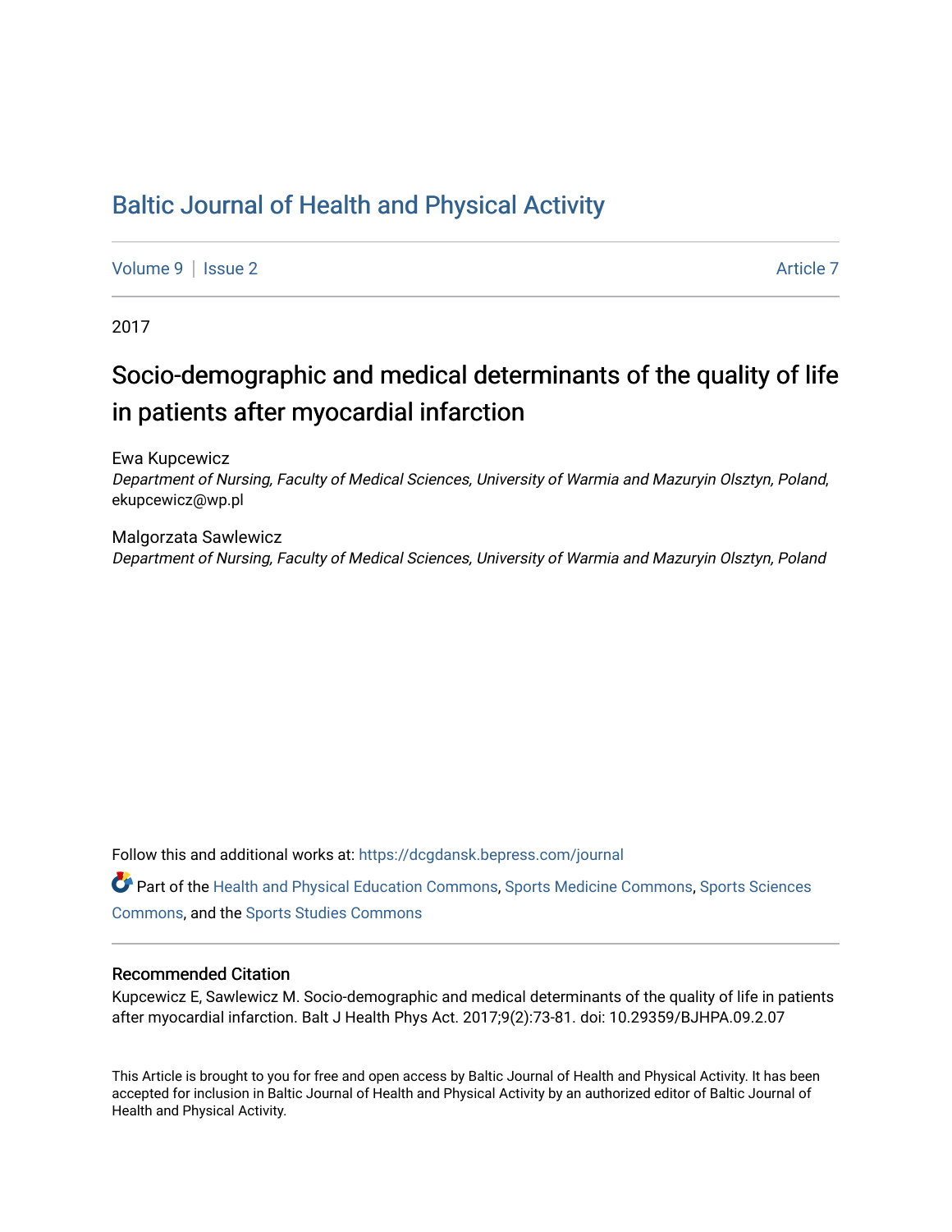# Baltic Journal of Health and Physical Activity

Volume 9 | Issue 2 Article 7

2017

## Socio-demographic and medical determinants of the quality of life in patients after myocardial infarction

Ewa Kupcewicz
*Department of Nursing, Faculty of Medical Sciences, University of Warmia and Mazuryin Olsztyn, Poland,* ekupcewicz@wp.pl

Malgorzata Sawlewicz
*Department of Nursing, Faculty of Medical Sciences, University of Warmia and Mazuryin Olsztyn, Poland*

Follow this and additional works at: https://dcgdansk.bepress.com/journal

Part of the Health and Physical Education Commons, Sports Medicine Commons, Sports Sciences Commons, and the Sports Studies Commons

### Recommended Citation

Kupcewicz E, Sawlewicz M. Socio-demographic and medical determinants of the quality of life in patients after myocardial infarction. Balt J Health Phys Act. 2017;9(2):73-81. doi: 10.29359/BJHPA.09.2.07

This Article is brought to you for free and open access by Baltic Journal of Health and Physical Activity. It has been accepted for inclusion in Baltic Journal of Health and Physical Activity by an authorized editor of Baltic Journal of Health and Physical Activity.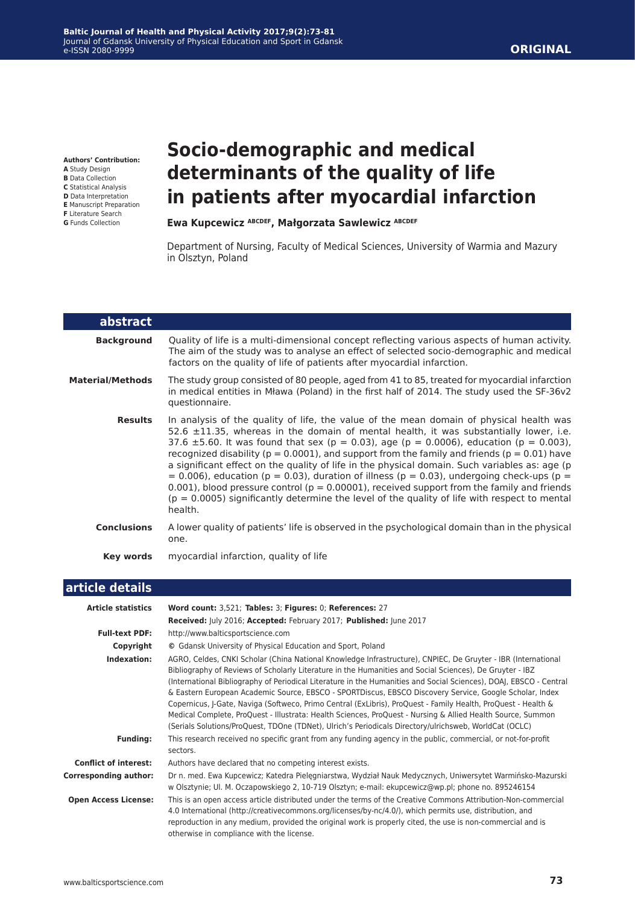ORIGINAL

**Authors' Contribution:**
**A** Study Design
**B** Data Collection
**C** Statistical Analysis
**D** Data Interpretation
**E** Manuscript Preparation
**F** Literature Search
**G** Funds Collection

# Socio-demographic and medical determinants of the quality of life in patients after myocardial infarction

**Ewa Kupcewicz** ABCDEF**, Małgorzata Sawlewicz** ABCDEF

Department of Nursing, Faculty of Medical Sciences, University of Warmia and Mazury in Olsztyn, Poland

## abstract

**Background** Quality of life is a multi-dimensional concept reflecting various aspects of human activity. The aim of the study was to analyse an effect of selected socio-demographic and medical factors on the quality of life of patients after myocardial infarction.

**Material/Methods** The study group consisted of 80 people, aged from 41 to 85, treated for myocardial infarction in medical entities in Mława (Poland) in the first half of 2014. The study used the SF-36v2 questionnaire.

**Results** In analysis of the quality of life, the value of the mean domain of physical health was 52.6 ±11.35, whereas in the domain of mental health, it was substantially lower, i.e. 37.6 ±5.60. It was found that sex ($p = 0.03$), age ($p = 0.0006$), education ($p = 0.003$), recognized disability ($p = 0.0001$), and support from the family and friends ($p = 0.01$) have a significant effect on the quality of life in the physical domain. Such variables as: age ($p = 0.006$), education ($p = 0.03$), duration of illness ($p = 0.03$), undergoing check-ups ($p = 0.001$), blood pressure control ($p = 0.00001$), received support from the family and friends ($p = 0.0005$) significantly determine the level of the quality of life with respect to mental health.

**Conclusions** A lower quality of patients' life is observed in the psychological domain than in the physical one.

**Key words** myocardial infarction, quality of life

## article details

| | |
|---|---|
| **Article statistics** | **Word count:** 3,521; **Tables:** 3; **Figures:** 0; **References:** 27<br>**Received:** July 2016; **Accepted:** February 2017; **Published:** June 2017 |
| **Full-text PDF:** | http://www.balticsportscience.com |
| **Copyright** | © Gdansk University of Physical Education and Sport, Poland |
| **Indexation:** | AGRO, Celdes, CNKI Scholar (China National Knowledge Infrastructure), CNPIEC, De Gruyter - IBR (International Bibliography of Reviews of Scholarly Literature in the Humanities and Social Sciences), De Gruyter - IBZ (International Bibliography of Periodical Literature in the Humanities and Social Sciences), DOAJ, EBSCO - Central & Eastern European Academic Source, EBSCO - SPORTDiscus, EBSCO Discovery Service, Google Scholar, Index Copernicus, J-Gate, Naviga (Softweco, Primo Central (ExLibris), ProQuest - Family Health, ProQuest - Health & Medical Complete, ProQuest - Illustrata: Health Sciences, ProQuest - Nursing & Allied Health Source, Summon (Serials Solutions/ProQuest, TDOne (TDNet), Ulrich's Periodicals Directory/ulrichsweb, WorldCat (OCLC) |
| **Funding:** | This research received no specific grant from any funding agency in the public, commercial, or not-for-profit sectors. |
| **Conflict of interest:** | Authors have declared that no competing interest exists. |
| **Corresponding author:** | Dr n. med. Ewa Kupcewicz; Katedra Pielęgniarstwa, Wydział Nauk Medycznych, Uniwersytet Warmińsko-Mazurski w Olsztynie; Ul. M. Oczapowskiego 2, 10-719 Olsztyn; e-mail: ekupcewicz@wp.pl; phone no. 895246154 |
| **Open Access License:** | This is an open access article distributed under the terms of the Creative Commons Attribution-Non-commercial 4.0 International (http://creativecommons.org/licenses/by-nc/4.0/), which permits use, distribution, and reproduction in any medium, provided the original work is properly cited, the use is non-commercial and is otherwise in compliance with the license. |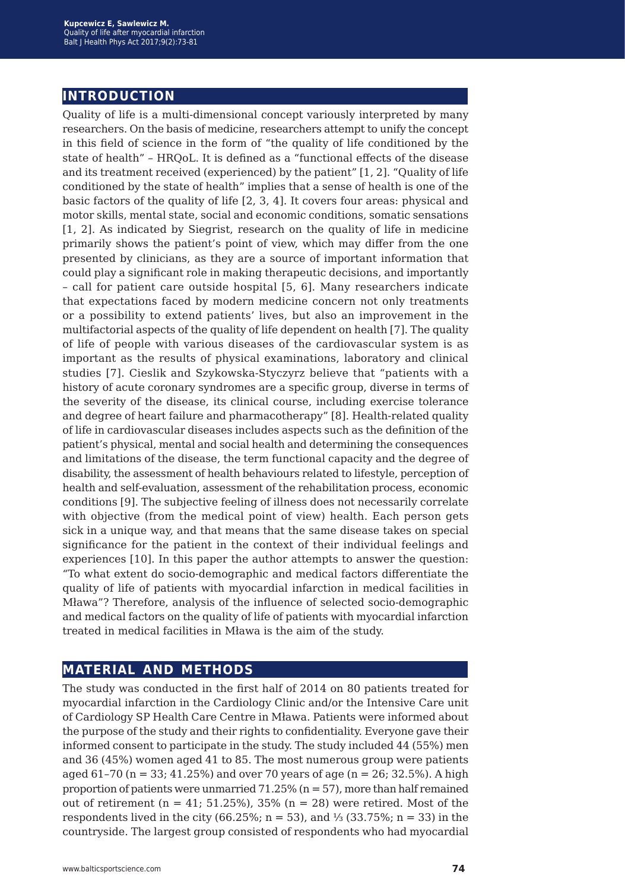## INTRODUCTION

Quality of life is a multi-dimensional concept variously interpreted by many researchers. On the basis of medicine, researchers attempt to unify the concept in this field of science in the form of "the quality of life conditioned by the state of health" – HRQoL. It is defined as a "functional effects of the disease and its treatment received (experienced) by the patient" [1, 2]. "Quality of life conditioned by the state of health" implies that a sense of health is one of the basic factors of the quality of life [2, 3, 4]. It covers four areas: physical and motor skills, mental state, social and economic conditions, somatic sensations [1, 2]. As indicated by Siegrist, research on the quality of life in medicine primarily shows the patient's point of view, which may differ from the one presented by clinicians, as they are a source of important information that could play a significant role in making therapeutic decisions, and importantly – call for patient care outside hospital [5, 6]. Many researchers indicate that expectations faced by modern medicine concern not only treatments or a possibility to extend patients' lives, but also an improvement in the multifactorial aspects of the quality of life dependent on health [7]. The quality of life of people with various diseases of the cardiovascular system is as important as the results of physical examinations, laboratory and clinical studies [7]. Cieslik and Szykowska-Styczyrz believe that "patients with a history of acute coronary syndromes are a specific group, diverse in terms of the severity of the disease, its clinical course, including exercise tolerance and degree of heart failure and pharmacotherapy" [8]. Health-related quality of life in cardiovascular diseases includes aspects such as the definition of the patient's physical, mental and social health and determining the consequences and limitations of the disease, the term functional capacity and the degree of disability, the assessment of health behaviours related to lifestyle, perception of health and self-evaluation, assessment of the rehabilitation process, economic conditions [9]. The subjective feeling of illness does not necessarily correlate with objective (from the medical point of view) health. Each person gets sick in a unique way, and that means that the same disease takes on special significance for the patient in the context of their individual feelings and experiences [10]. In this paper the author attempts to answer the question: "To what extent do socio-demographic and medical factors differentiate the quality of life of patients with myocardial infarction in medical facilities in Mława"? Therefore, analysis of the influence of selected socio-demographic and medical factors on the quality of life of patients with myocardial infarction treated in medical facilities in Mława is the aim of the study.

## MATERIAL AND METHODS

The study was conducted in the first half of 2014 on 80 patients treated for myocardial infarction in the Cardiology Clinic and/or the Intensive Care unit of Cardiology SP Health Care Centre in Mława. Patients were informed about the purpose of the study and their rights to confidentiality. Everyone gave their informed consent to participate in the study. The study included 44 (55%) men and 36 (45%) women aged 41 to 85. The most numerous group were patients aged 61–70 (n = 33; 41.25%) and over 70 years of age (n = 26; 32.5%). A high proportion of patients were unmarried 71.25% (n = 57), more than half remained out of retirement (n = 41; 51.25%), 35% (n = 28) were retired. Most of the respondents lived in the city (66.25%; n = 53), and ⅓ (33.75%; n = 33) in the countryside. The largest group consisted of respondents who had myocardial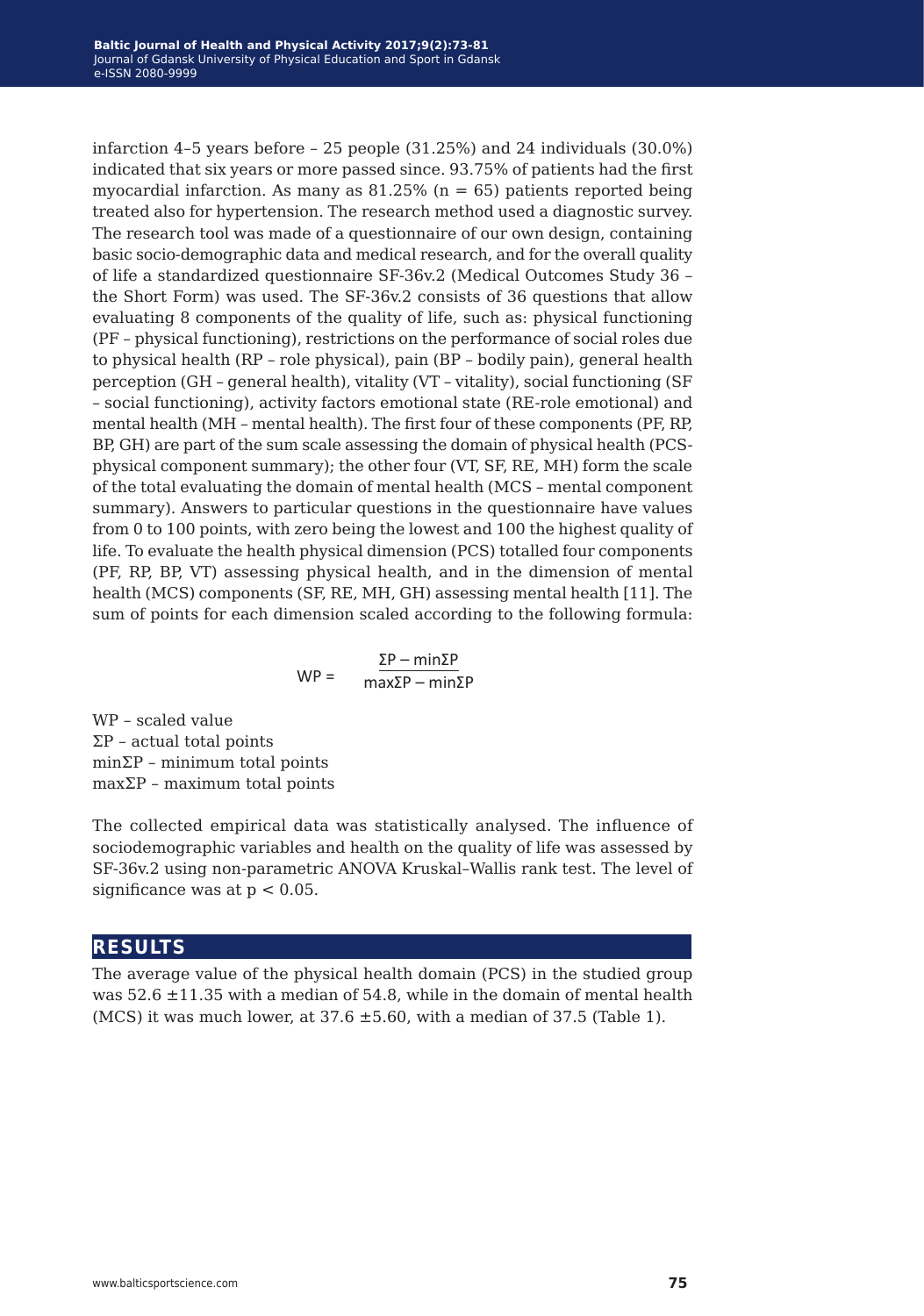infarction 4–5 years before – 25 people (31.25%) and 24 individuals (30.0%) indicated that six years or more passed since. 93.75% of patients had the first myocardial infarction. As many as 81.25% (n = 65) patients reported being treated also for hypertension. The research method used a diagnostic survey. The research tool was made of a questionnaire of our own design, containing basic socio-demographic data and medical research, and for the overall quality of life a standardized questionnaire SF-36v.2 (Medical Outcomes Study 36 – the Short Form) was used. The SF-36v.2 consists of 36 questions that allow evaluating 8 components of the quality of life, such as: physical functioning (PF – physical functioning), restrictions on the performance of social roles due to physical health (RP – role physical), pain (BP – bodily pain), general health perception (GH – general health), vitality (VT – vitality), social functioning (SF – social functioning), activity factors emotional state (RE-role emotional) and mental health (MH – mental health). The first four of these components (PF, RP, BP, GH) are part of the sum scale assessing the domain of physical health (PCS-physical component summary); the other four (VT, SF, RE, MH) form the scale of the total evaluating the domain of mental health (MCS – mental component summary). Answers to particular questions in the questionnaire have values from 0 to 100 points, with zero being the lowest and 100 the highest quality of life. To evaluate the health physical dimension (PCS) totalled four components (PF, RP, BP, VT) assessing physical health, and in the dimension of mental health (MCS) components (SF, RE, MH, GH) assessing mental health [11]. The sum of points for each dimension scaled according to the following formula:

$$WP = \frac{\Sigma P - \min\Sigma P}{\max\Sigma P - \min\Sigma P}$$

WP – scaled value
ΣP – actual total points
minΣP – minimum total points
maxΣP – maximum total points

The collected empirical data was statistically analysed. The influence of sociodemographic variables and health on the quality of life was assessed by SF-36v.2 using non-parametric ANOVA Kruskal–Wallis rank test. The level of significance was at $p < 0.05$.

## RESULTS

The average value of the physical health domain (PCS) in the studied group was 52.6 ±11.35 with a median of 54.8, while in the domain of mental health (MCS) it was much lower, at 37.6 ±5.60, with a median of 37.5 (Table 1).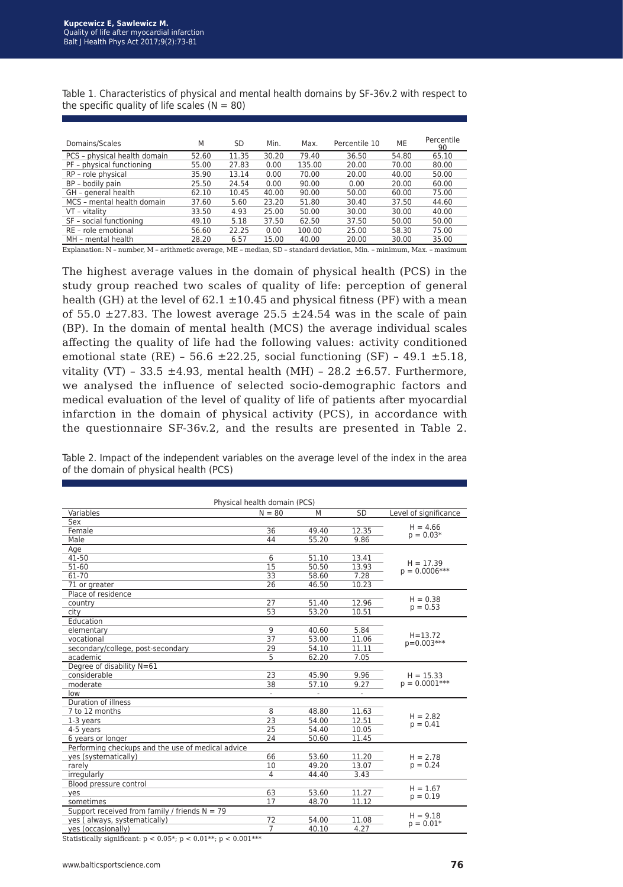Table 1. Characteristics of physical and mental health domains by SF-36v.2 with respect to the specific quality of life scales (N = 80)

| Domains/Scales | M | SD | Min. | Max. | Percentile 10 | ME | Percentile 90 |
|---|---|---|---|---|---|---|---|
| PCS – physical health domain | 52.60 | 11.35 | 30.20 | 79.40 | 36.50 | 54.80 | 65.10 |
| PF – physical functioning | 55.00 | 27.83 | 0.00 | 135.00 | 20.00 | 70.00 | 80.00 |
| RP – role physical | 35.90 | 13.14 | 0.00 | 70.00 | 20.00 | 40.00 | 50.00 |
| BP – bodily pain | 25.50 | 24.54 | 0.00 | 90.00 | 0.00 | 20.00 | 60.00 |
| GH – general health | 62.10 | 10.45 | 40.00 | 90.00 | 50.00 | 60.00 | 75.00 |
| MCS – mental health domain | 37.60 | 5.60 | 23.20 | 51.80 | 30.40 | 37.50 | 44.60 |
| VT – vitality | 33.50 | 4.93 | 25.00 | 50.00 | 30.00 | 30.00 | 40.00 |
| SF – social functioning | 49.10 | 5.18 | 37.50 | 62.50 | 37.50 | 50.00 | 50.00 |
| RE – role emotional | 56.60 | 22.25 | 0.00 | 100.00 | 25.00 | 58.30 | 75.00 |
| MH – mental health | 28.20 | 6.57 | 15.00 | 40.00 | 20.00 | 30.00 | 35.00 |

Explanation: N – number, M – arithmetic average, ME – median, SD – standard deviation, Min. – minimum, Max. – maximum

The highest average values in the domain of physical health (PCS) in the study group reached two scales of quality of life: perception of general health (GH) at the level of 62.1 ±10.45 and physical fitness (PF) with a mean of 55.0 ±27.83. The lowest average 25.5 ±24.54 was in the scale of pain (BP). In the domain of mental health (MCS) the average individual scales affecting the quality of life had the following values: activity conditioned emotional state (RE) – 56.6 ±22.25, social functioning (SF) – 49.1 ±5.18, vitality (VT) – 33.5 ±4.93, mental health (MH) – 28.2 ±6.57. Furthermore, we analysed the influence of selected socio-demographic factors and medical evaluation of the level of quality of life of patients after myocardial infarction in the domain of physical activity (PCS), in accordance with the questionnaire SF-36v.2, and the results are presented in Table 2.

Table 2. Impact of the independent variables on the average level of the index in the area of the domain of physical health (PCS)

| Physical health domain (PCS) | | | | |
|---|---|---|---|---|
| Variables | N = 80 | M | SD | Level of significance |
| Sex | | | | |
| Female | 36 | 49.40 | 12.35 | $H = 4.66$ $p = 0.03$* |
| Male | 44 | 55.20 | 9.86 | |
| Age | | | | |
| 41-50 | 6 | 51.10 | 13.41 | $H = 17.39$ $p = 0.0006$*** |
| 51-60 | 15 | 50.50 | 13.93 | |
| 61-70 | 33 | 58.60 | 7.28 | |
| 71 or greater | 26 | 46.50 | 10.23 | |
| Place of residence | | | | |
| country | 27 | 51.40 | 12.96 | $H = 0.38$ $p = 0.53$ |
| city | 53 | 53.20 | 10.51 | |
| Education | | | | |
| elementary | 9 | 40.60 | 5.84 | $H=13.72$ $p=0.003$*** |
| vocational | 37 | 53.00 | 11.06 | |
| secondary/college, post-secondary | 29 | 54.10 | 11.11 | |
| academic | 5 | 62.20 | 7.05 | |
| Degree of disability N=61 | | | | |
| considerable | 23 | 45.90 | 9.96 | $H = 15.33$ $p = 0.0001$*** |
| moderate | 38 | 57.10 | 9.27 | |
| low | - | - | - | |
| Duration of illness | | | | |
| 7 to 12 months | 8 | 48.80 | 11.63 | $H = 2.82$ $p = 0.41$ |
| 1-3 years | 23 | 54.00 | 12.51 | |
| 4-5 years | 25 | 54.40 | 10.05 | |
| 6 years or longer | 24 | 50.60 | 11.45 | |
| Performing checkups and the use of medical advice | | | | |
| yes (systematically) | 66 | 53.60 | 11.20 | $H = 2.78$ $p = 0.24$ |
| rarely | 10 | 49.20 | 13.07 | |
| irregularly | 4 | 44.40 | 3.43 | |
| Blood pressure control | | | | |
| yes | 63 | 53.60 | 11.27 | $H = 1.67$ $p = 0.19$ |
| sometimes | 17 | 48.70 | 11.12 | |
| Support received from family / friends N = 79 | | | | |
| yes ( always, systematically) | 72 | 54.00 | 11.08 | $H = 9.18$ $p = 0.01$* |
| yes (occasionally) | 7 | 40.10 | 4.27 | |

Statistically significant: $p < 0.05$*; $p < 0.01$**; $p < 0.001$***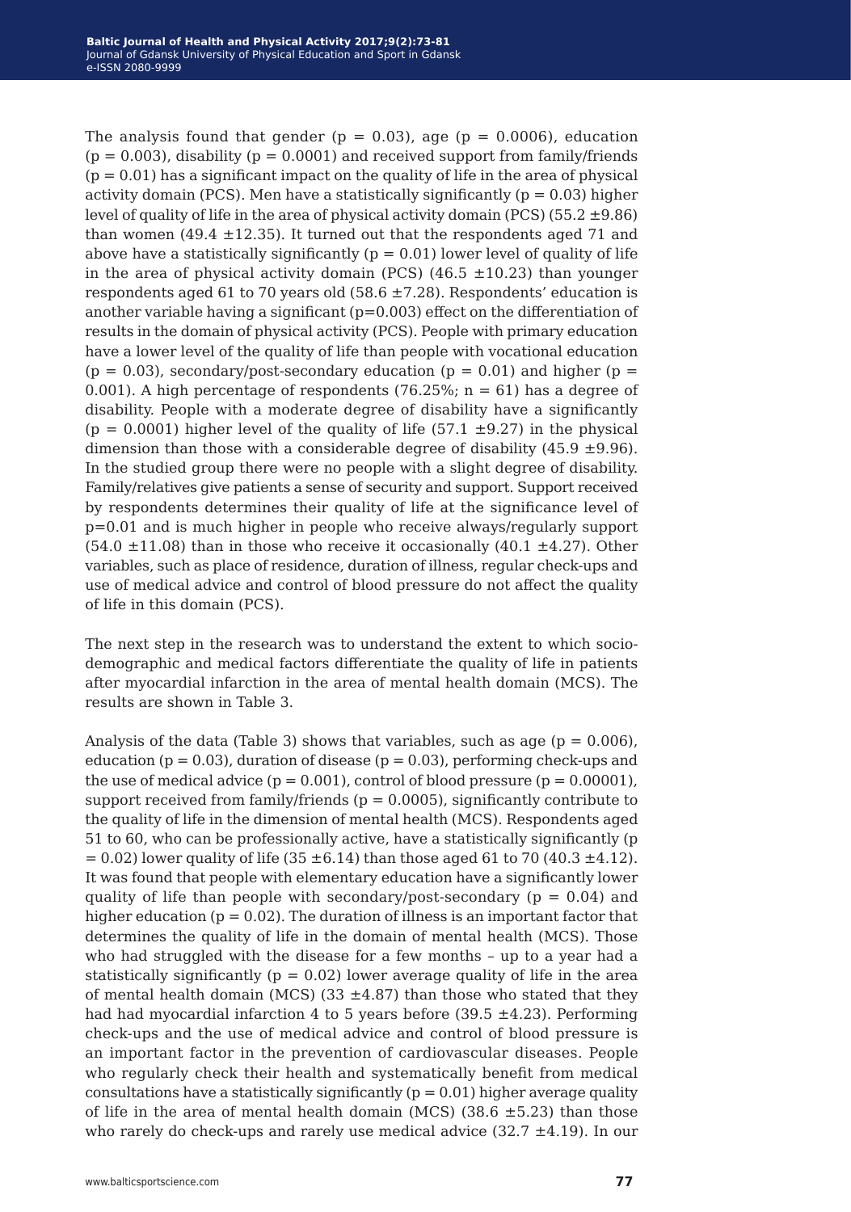The analysis found that gender ($p = 0.03$), age ($p = 0.0006$), education ($p = 0.003$), disability ($p = 0.0001$) and received support from family/friends ($p = 0.01$) has a significant impact on the quality of life in the area of physical activity domain (PCS). Men have a statistically significantly ($p = 0.03$) higher level of quality of life in the area of physical activity domain (PCS) (55.2 ±9.86) than women (49.4 ±12.35). It turned out that the respondents aged 71 and above have a statistically significantly ($p = 0.01$) lower level of quality of life in the area of physical activity domain (PCS) (46.5 ±10.23) than younger respondents aged 61 to 70 years old (58.6 ±7.28). Respondents' education is another variable having a significant ($p=0.003$) effect on the differentiation of results in the domain of physical activity (PCS). People with primary education have a lower level of the quality of life than people with vocational education ($p = 0.03$), secondary/post-secondary education ($p = 0.01$) and higher ($p = 0.001$). A high percentage of respondents (76.25%; n = 61) has a degree of disability. People with a moderate degree of disability have a significantly ($p = 0.0001$) higher level of the quality of life (57.1 ±9.27) in the physical dimension than those with a considerable degree of disability (45.9 ±9.96). In the studied group there were no people with a slight degree of disability. Family/relatives give patients a sense of security and support. Support received by respondents determines their quality of life at the significance level of $p=0.01$ and is much higher in people who receive always/regularly support (54.0 ±11.08) than in those who receive it occasionally (40.1 ±4.27). Other variables, such as place of residence, duration of illness, regular check-ups and use of medical advice and control of blood pressure do not affect the quality of life in this domain (PCS).

The next step in the research was to understand the extent to which socio-demographic and medical factors differentiate the quality of life in patients after myocardial infarction in the area of mental health domain (MCS). The results are shown in Table 3.

Analysis of the data (Table 3) shows that variables, such as age ($p = 0.006$), education ($p = 0.03$), duration of disease ($p = 0.03$), performing check-ups and the use of medical advice ($p = 0.001$), control of blood pressure ($p = 0.00001$), support received from family/friends ($p = 0.0005$), significantly contribute to the quality of life in the dimension of mental health (MCS). Respondents aged 51 to 60, who can be professionally active, have a statistically significantly ($p = 0.02$) lower quality of life (35 ±6.14) than those aged 61 to 70 (40.3 ±4.12). It was found that people with elementary education have a significantly lower quality of life than people with secondary/post-secondary ($p = 0.04$) and higher education ($p = 0.02$). The duration of illness is an important factor that determines the quality of life in the domain of mental health (MCS). Those who had struggled with the disease for a few months – up to a year had a statistically significantly ($p = 0.02$) lower average quality of life in the area of mental health domain (MCS) (33 ±4.87) than those who stated that they had had myocardial infarction 4 to 5 years before (39.5 ±4.23). Performing check-ups and the use of medical advice and control of blood pressure is an important factor in the prevention of cardiovascular diseases. People who regularly check their health and systematically benefit from medical consultations have a statistically significantly ($p = 0.01$) higher average quality of life in the area of mental health domain (MCS) (38.6 ±5.23) than those who rarely do check-ups and rarely use medical advice (32.7 ±4.19). In our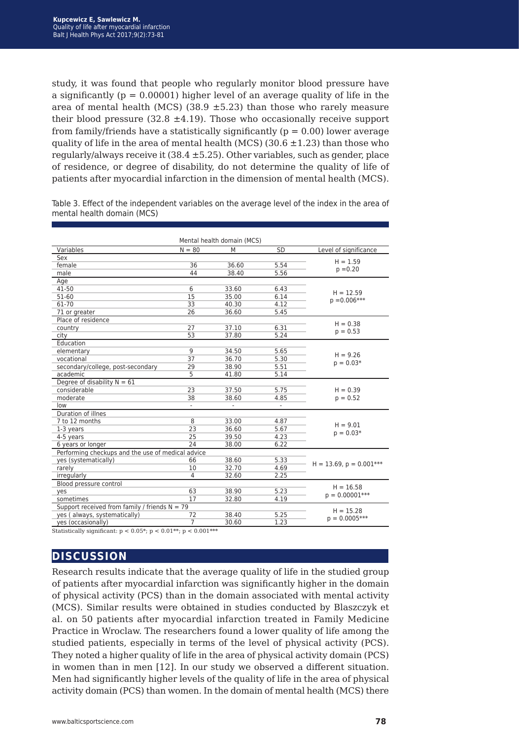study, it was found that people who regularly monitor blood pressure have a significantly ($p = 0.00001$) higher level of an average quality of life in the area of mental health (MCS) (38.9 ±5.23) than those who rarely measure their blood pressure (32.8 ±4.19). Those who occasionally receive support from family/friends have a statistically significantly ($p = 0.00$) lower average quality of life in the area of mental health (MCS) (30.6 ±1.23) than those who regularly/always receive it (38.4 ±5.25). Other variables, such as gender, place of residence, or degree of disability, do not determine the quality of life of patients after myocardial infarction in the dimension of mental health (MCS).

Table 3. Effect of the independent variables on the average level of the index in the area of mental health domain (MCS)

| | Mental health domain (MCS) | | | |
|---|---|---|---|---|
| Variables | N = 80 | M | SD | Level of significance |
| Sex | | | | H = 1.59, p =0.20 |
| female | 36 | 36.60 | 5.54 | |
| male | 44 | 38.40 | 5.56 | |
| Age | | | | H = 12.59, p =0.006*** |
| 41-50 | 6 | 33.60 | 6.43 | |
| 51-60 | 15 | 35.00 | 6.14 | |
| 61-70 | 33 | 40.30 | 4.12 | |
| 71 or greater | 26 | 36.60 | 5.45 | |
| Place of residence | | | | H = 0.38, p = 0.53 |
| country | 27 | 37.10 | 6.31 | |
| city | 53 | 37.80 | 5.24 | |
| Education | | | | H = 9.26, p = 0.03* |
| elementary | 9 | 34.50 | 5.65 | |
| vocational | 37 | 36.70 | 5.30 | |
| secondary/college, post-secondary | 29 | 38.90 | 5.51 | |
| academic | 5 | 41.80 | 5.14 | |
| Degree of disability N = 61 | | | | H = 0.39, p = 0.52 |
| considerable | 23 | 37.50 | 5.75 | |
| moderate | 38 | 38.60 | 4.85 | |
| low | - | - | - | |
| Duration of illnes | | | | H = 9.01, p = 0.03* |
| 7 to 12 months | 8 | 33.00 | 4.87 | |
| 1-3 years | 23 | 36.60 | 5.67 | |
| 4-5 years | 25 | 39.50 | 4.23 | |
| 6 years or longer | 24 | 38.00 | 6.22 | |
| Performing checkups and the use of medical advice | | | | H = 13.69, p = 0.001*** |
| yes (systematically) | 66 | 38.60 | 5.33 | |
| rarely | 10 | 32.70 | 4.69 | |
| irregularly | 4 | 32.60 | 2.25 | |
| Blood pressure control | | | | H = 16.58, p = 0.00001*** |
| yes | 63 | 38.90 | 5.23 | |
| sometimes | 17 | 32.80 | 4.19 | |
| Support received from family / friends N = 79 | | | | H = 15.28, p = 0.0005*** |
| yes ( always, systematically) | 72 | 38.40 | 5.25 | |
| yes (occasionally) | 7 | 30.60 | 1.23 | |

Statistically significant: $p < 0.05$*; $p < 0.01$**; $p < 0.001$***

## DISCUSSION

Research results indicate that the average quality of life in the studied group of patients after myocardial infarction was significantly higher in the domain of physical activity (PCS) than in the domain associated with mental activity (MCS). Similar results were obtained in studies conducted by Blaszczyk et al. on 50 patients after myocardial infarction treated in Family Medicine Practice in Wroclaw. The researchers found a lower quality of life among the studied patients, especially in terms of the level of physical activity (PCS). They noted a higher quality of life in the area of physical activity domain (PCS) in women than in men [12]. In our study we observed a different situation. Men had significantly higher levels of the quality of life in the area of physical activity domain (PCS) than women. In the domain of mental health (MCS) there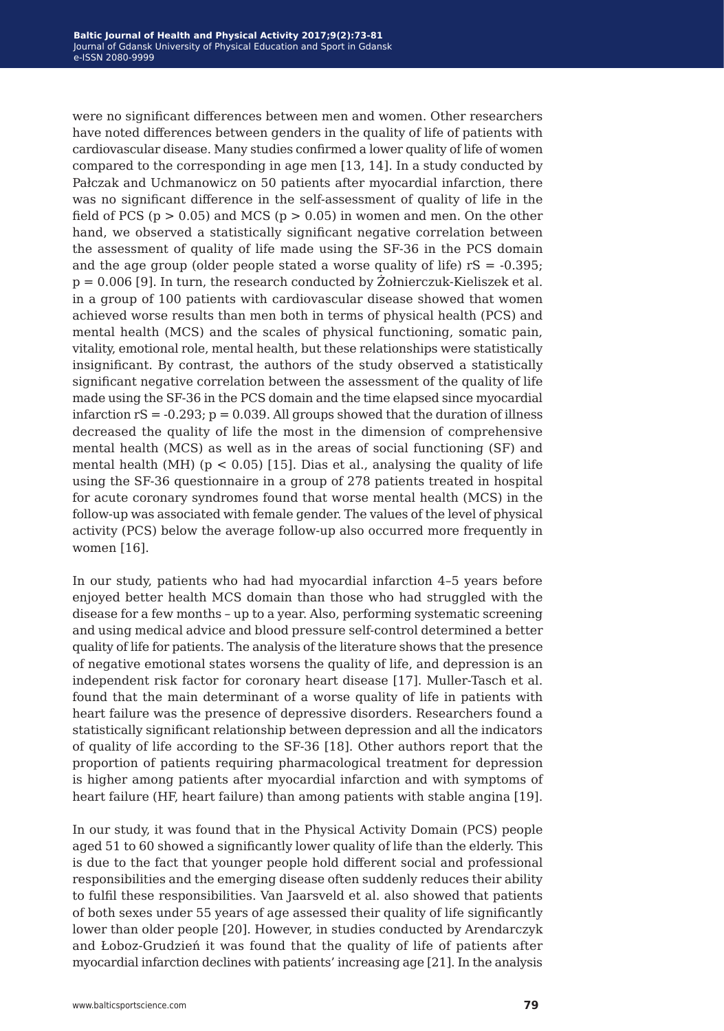were no significant differences between men and women. Other researchers have noted differences between genders in the quality of life of patients with cardiovascular disease. Many studies confirmed a lower quality of life of women compared to the corresponding in age men [13, 14]. In a study conducted by Pałczak and Uchmanowicz on 50 patients after myocardial infarction, there was no significant difference in the self-assessment of quality of life in the field of PCS ($p > 0.05$) and MCS ($p > 0.05$) in women and men. On the other hand, we observed a statistically significant negative correlation between the assessment of quality of life made using the SF-36 in the PCS domain and the age group (older people stated a worse quality of life) $rS = -0.395$; $p = 0.006$ [9]. In turn, the research conducted by Żołnierczuk-Kieliszek et al. in a group of 100 patients with cardiovascular disease showed that women achieved worse results than men both in terms of physical health (PCS) and mental health (MCS) and the scales of physical functioning, somatic pain, vitality, emotional role, mental health, but these relationships were statistically insignificant. By contrast, the authors of the study observed a statistically significant negative correlation between the assessment of the quality of life made using the SF-36 in the PCS domain and the time elapsed since myocardial infarction $rS = -0.293$; $p = 0.039$. All groups showed that the duration of illness decreased the quality of life the most in the dimension of comprehensive mental health (MCS) as well as in the areas of social functioning (SF) and mental health (MH) ($p < 0.05$) [15]. Dias et al., analysing the quality of life using the SF-36 questionnaire in a group of 278 patients treated in hospital for acute coronary syndromes found that worse mental health (MCS) in the follow-up was associated with female gender. The values of the level of physical activity (PCS) below the average follow-up also occurred more frequently in women [16].

In our study, patients who had had myocardial infarction 4–5 years before enjoyed better health MCS domain than those who had struggled with the disease for a few months – up to a year. Also, performing systematic screening and using medical advice and blood pressure self-control determined a better quality of life for patients. The analysis of the literature shows that the presence of negative emotional states worsens the quality of life, and depression is an independent risk factor for coronary heart disease [17]. Muller-Tasch et al. found that the main determinant of a worse quality of life in patients with heart failure was the presence of depressive disorders. Researchers found a statistically significant relationship between depression and all the indicators of quality of life according to the SF-36 [18]. Other authors report that the proportion of patients requiring pharmacological treatment for depression is higher among patients after myocardial infarction and with symptoms of heart failure (HF, heart failure) than among patients with stable angina [19].

In our study, it was found that in the Physical Activity Domain (PCS) people aged 51 to 60 showed a significantly lower quality of life than the elderly. This is due to the fact that younger people hold different social and professional responsibilities and the emerging disease often suddenly reduces their ability to fulfil these responsibilities. Van Jaarsveld et al. also showed that patients of both sexes under 55 years of age assessed their quality of life significantly lower than older people [20]. However, in studies conducted by Arendarczyk and Łoboz-Grudzień it was found that the quality of life of patients after myocardial infarction declines with patients' increasing age [21]. In the analysis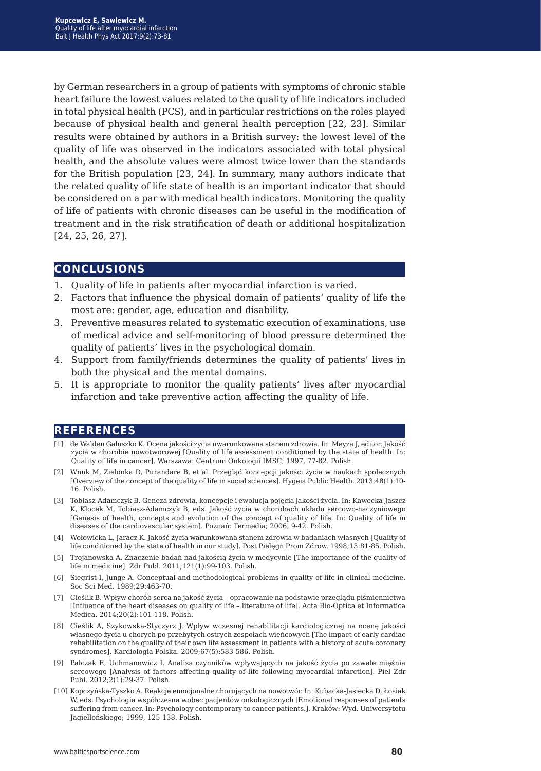by German researchers in a group of patients with symptoms of chronic stable heart failure the lowest values related to the quality of life indicators included in total physical health (PCS), and in particular restrictions on the roles played because of physical health and general health perception [22, 23]. Similar results were obtained by authors in a British survey: the lowest level of the quality of life was observed in the indicators associated with total physical health, and the absolute values were almost twice lower than the standards for the British population [23, 24]. In summary, many authors indicate that the related quality of life state of health is an important indicator that should be considered on a par with medical health indicators. Monitoring the quality of life of patients with chronic diseases can be useful in the modification of treatment and in the risk stratification of death or additional hospitalization [24, 25, 26, 27].

## CONCLUSIONS

1. Quality of life in patients after myocardial infarction is varied.
2. Factors that influence the physical domain of patients' quality of life the most are: gender, age, education and disability.
3. Preventive measures related to systematic execution of examinations, use of medical advice and self-monitoring of blood pressure determined the quality of patients' lives in the psychological domain.
4. Support from family/friends determines the quality of patients' lives in both the physical and the mental domains.
5. It is appropriate to monitor the quality patients' lives after myocardial infarction and take preventive action affecting the quality of life.

## REFERENCES

[1] de Walden Gałuszko K. Ocena jakości życia uwarunkowana stanem zdrowia. In: Meyza J, editor. Jakość życia w chorobie nowotworowej [Quality of life assessment conditioned by the state of health. In: Quality of life in cancer]. Warszawa: Centrum Onkologii IMSC; 1997, 77-82. Polish.

[2] Wnuk M, Zielonka D, Purandare B, et al. Przegląd koncepcji jakości życia w naukach społecznych [Overview of the concept of the quality of life in social sciences]. Hygeia Public Health. 2013;48(1):10-16. Polish.

[3] Tobiasz-Adamczyk B. Geneza zdrowia, koncepcje i ewolucja pojęcia jakości życia. In: Kawecka-Jaszcz K, Klocek M, Tobiasz-Adamczyk B, eds. Jakość życia w chorobach układu sercowo-naczyniowego [Genesis of health, concepts and evolution of the concept of quality of life. In: Quality of life in diseases of the cardiovascular system]. Poznań: Termedia; 2006, 9-42. Polish.

[4] Wołowicka L, Jaracz K. Jakość życia warunkowana stanem zdrowia w badaniach własnych [Quality of life conditioned by the state of health in our study]. Post Pielęgn Prom Zdrow. 1998;13:81-85. Polish.

[5] Trojanowska A. Znaczenie badań nad jakością życia w medycynie [The importance of the quality of life in medicine]. Zdr Publ. 2011;121(1):99-103. Polish.

[6] Siegrist I, Junge A. Conceptual and methodological problems in quality of life in clinical medicine. Soc Sci Med. 1989;29:463-70.

[7] Cieślik B. Wpływ chorób serca na jakość życia – opracowanie na podstawie przeglądu piśmiennictwa [Influence of the heart diseases on quality of life – literature of life]. Acta Bio-Optica et Informatica Medica. 2014;20(2):101-118. Polish.

[8] Cieślik A, Szykowska-Styczyrz J. Wpływ wczesnej rehabilitacji kardiologicznej na ocenę jakości własnego życia u chorych po przebytych ostrych zespołach wieńcowych [The impact of early cardiac rehabilitation on the quality of their own life assessment in patients with a history of acute coronary syndromes]. Kardiologia Polska. 2009;67(5):583-586. Polish.

[9] Pałczak E, Uchmanowicz I. Analiza czynników wpływających na jakość życia po zawale mięśnia sercowego [Analysis of factors affecting quality of life following myocardial infarction]. Piel Zdr Publ. 2012;2(1):29-37. Polish.

[10] Kopczyńska-Tyszko A. Reakcje emocjonalne chorujących na nowotwór. In: Kubacka-Jasiecka D, Łosiak W, eds. Psychologia współczesna wobec pacjentów onkologicznych [Emotional responses of patients suffering from cancer. In: Psychology contemporary to cancer patients.]. Kraków: Wyd. Uniwersytetu Jagiellońskiego; 1999, 125-138. Polish.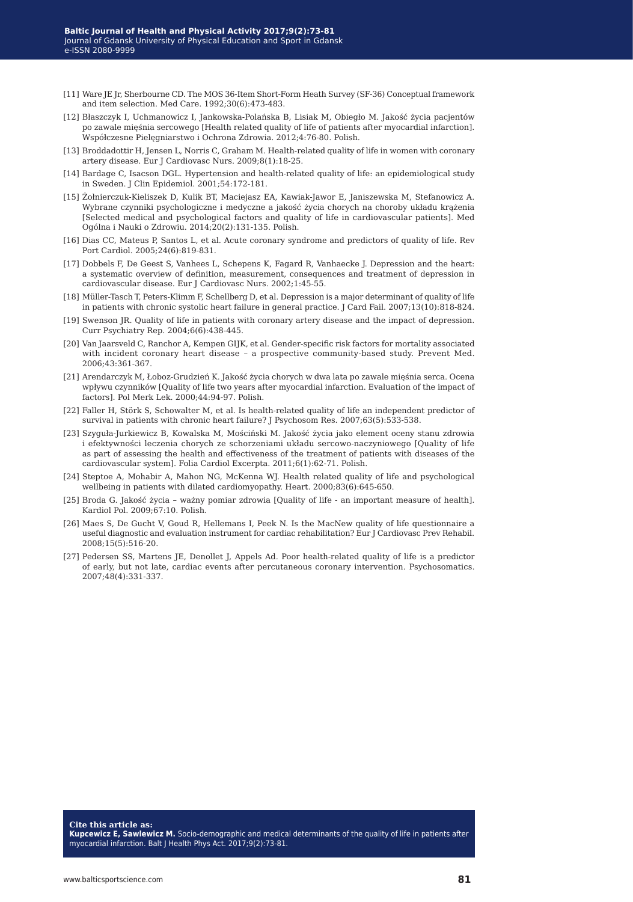[11] Ware JE Jr, Sherbourne CD. The MOS 36-Item Short-Form Heath Survey (SF-36) Conceptual framework and item selection. Med Care. 1992;30(6):473-483.

[12] Błaszczyk I, Uchmanowicz I, Jankowska-Polańska B, Lisiak M, Obiegło M. Jakość życia pacjentów po zawale mięśnia sercowego [Health related quality of life of patients after myocardial infarction]. Współczesne Pielęgniarstwo i Ochrona Zdrowia. 2012;4:76-80. Polish.

[13] Broddadottir H, Jensen L, Norris C, Graham M. Health-related quality of life in women with coronary artery disease. Eur J Cardiovasc Nurs. 2009;8(1):18-25.

[14] Bardage C, Isacson DGL. Hypertension and health-related quality of life: an epidemiological study in Sweden. J Clin Epidemiol. 2001;54:172-181.

[15] Żołnierczuk-Kieliszek D, Kulik BT, Maciejasz EA, Kawiak-Jawor E, Janiszewska M, Stefanowicz A. Wybrane czynniki psychologiczne i medyczne a jakość życia chorych na choroby układu krążenia [Selected medical and psychological factors and quality of life in cardiovascular patients]. Med Ogólna i Nauki o Zdrowiu. 2014;20(2):131-135. Polish.

[16] Dias CC, Mateus P, Santos L, et al. Acute coronary syndrome and predictors of quality of life. Rev Port Cardiol. 2005;24(6):819-831.

[17] Dobbels F, De Geest S, Vanhees L, Schepens K, Fagard R, Vanhaecke J. Depression and the heart: a systematic overview of definition, measurement, consequences and treatment of depression in cardiovascular disease. Eur J Cardiovasc Nurs. 2002;1:45-55.

[18] Müller-Tasch T, Peters-Klimm F, Schellberg D, et al. Depression is a major determinant of quality of life in patients with chronic systolic heart failure in general practice. J Card Fail. 2007;13(10):818-824.

[19] Swenson JR. Quality of life in patients with coronary artery disease and the impact of depression. Curr Psychiatry Rep. 2004;6(6):438-445.

[20] Van Jaarsveld C, Ranchor A, Kempen GIJK, et al. Gender-specific risk factors for mortality associated with incident coronary heart disease – a prospective community-based study. Prevent Med. 2006;43:361-367.

[21] Arendarczyk M, Łoboz-Grudzień K. Jakość życia chorych w dwa lata po zawale mięśnia serca. Ocena wpływu czynników [Quality of life two years after myocardial infarction. Evaluation of the impact of factors]. Pol Merk Lek. 2000;44:94-97. Polish.

[22] Faller H, Störk S, Schowalter M, et al. Is health-related quality of life an independent predictor of survival in patients with chronic heart failure? J Psychosom Res. 2007;63(5):533-538.

[23] Szyguła-Jurkiewicz B, Kowalska M, Mościński M. Jakość życia jako element oceny stanu zdrowia i efektywności leczenia chorych ze schorzeniami układu sercowo-naczyniowego [Quality of life as part of assessing the health and effectiveness of the treatment of patients with diseases of the cardiovascular system]. Folia Cardiol Excerpta. 2011;6(1):62-71. Polish.

[24] Steptoe A, Mohabir A, Mahon NG, McKenna WJ. Health related quality of life and psychological wellbeing in patients with dilated cardiomyopathy. Heart. 2000;83(6):645-650.

[25] Broda G. Jakość życia – ważny pomiar zdrowia [Quality of life - an important measure of health]. Kardiol Pol. 2009;67:10. Polish.

[26] Maes S, De Gucht V, Goud R, Hellemans I, Peek N. Is the MacNew quality of life questionnaire a useful diagnostic and evaluation instrument for cardiac rehabilitation? Eur J Cardiovasc Prev Rehabil. 2008;15(5):516-20.

[27] Pedersen SS, Martens JE, Denollet J, Appels Ad. Poor health-related quality of life is a predictor of early, but not late, cardiac events after percutaneous coronary intervention. Psychosomatics. 2007;48(4):331-337.

**Cite this article as:**
**Kupcewicz E, Sawlewicz M.** Socio-demographic and medical determinants of the quality of life in patients after myocardial infarction. Balt J Health Phys Act. 2017;9(2):73-81.